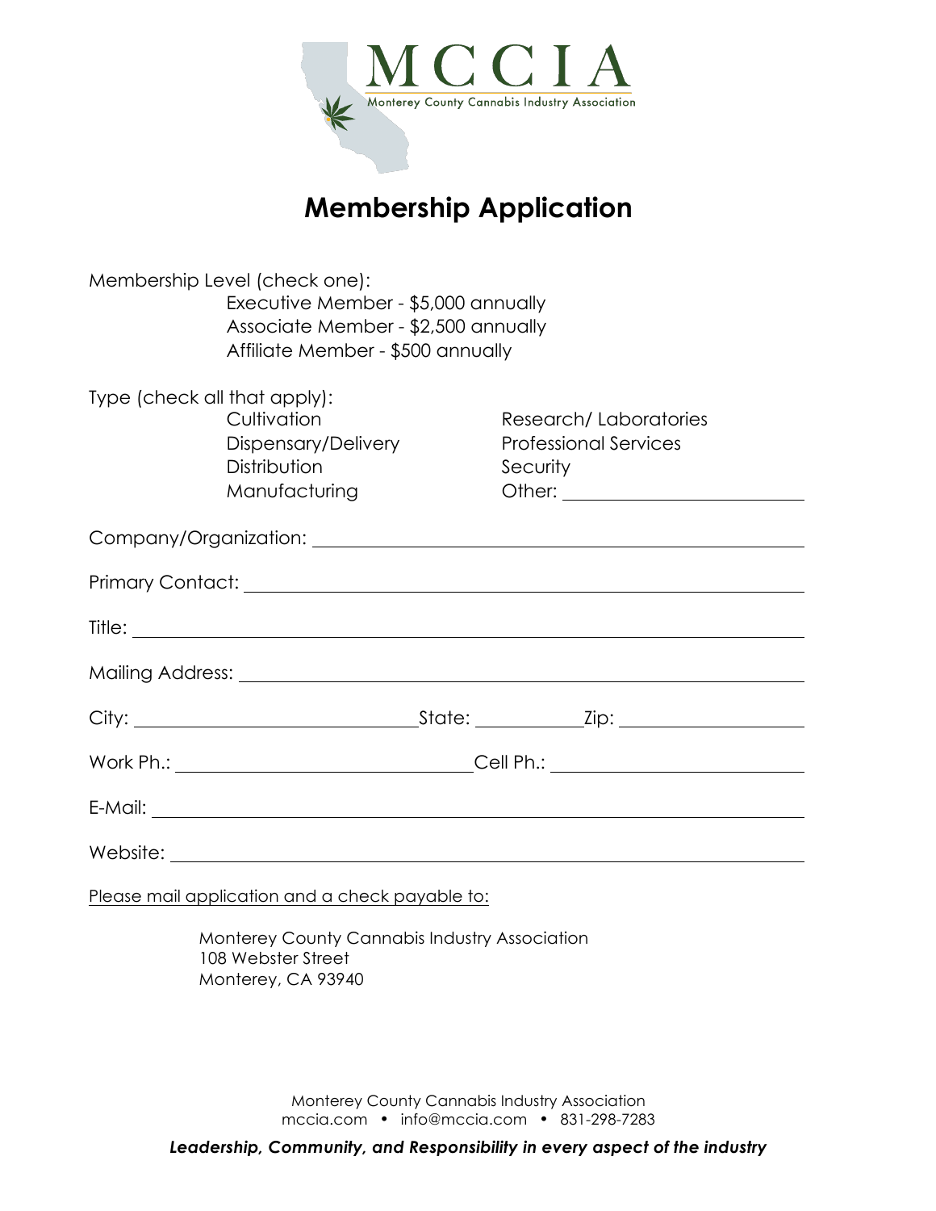# MCCIA

Monterey County Cannabis Industry Association

## Membership Application

Membership Level (check one):

- Executive Member - $5,000 annually
- Associate Member - $2,500 annually
- Affiliate Member - $500 annually

Type (check all that apply):

- Cultivation
- Dispensary/Delivery
- Distribution
- Manufacturing
- Research/ Laboratories
- Professional Services
- Security
- Other: ____________________

Company/Organization: ____________________

Primary Contact: ____________________

Title: ____________________

Mailing Address: ____________________

City: ____________________ State: __________ Zip: ____________________

Work Ph.: ____________________ Cell Ph.: ____________________

E-Mail: ____________________

Website: ____________________

Please mail application and a check payable to:

Monterey County Cannabis Industry Association
108 Webster Street
Monterey, CA 93940

Monterey County Cannabis Industry Association
mccia.com • info@mccia.com • 831-298-7283

***Leadership, Community, and Responsibility in every aspect of the industry***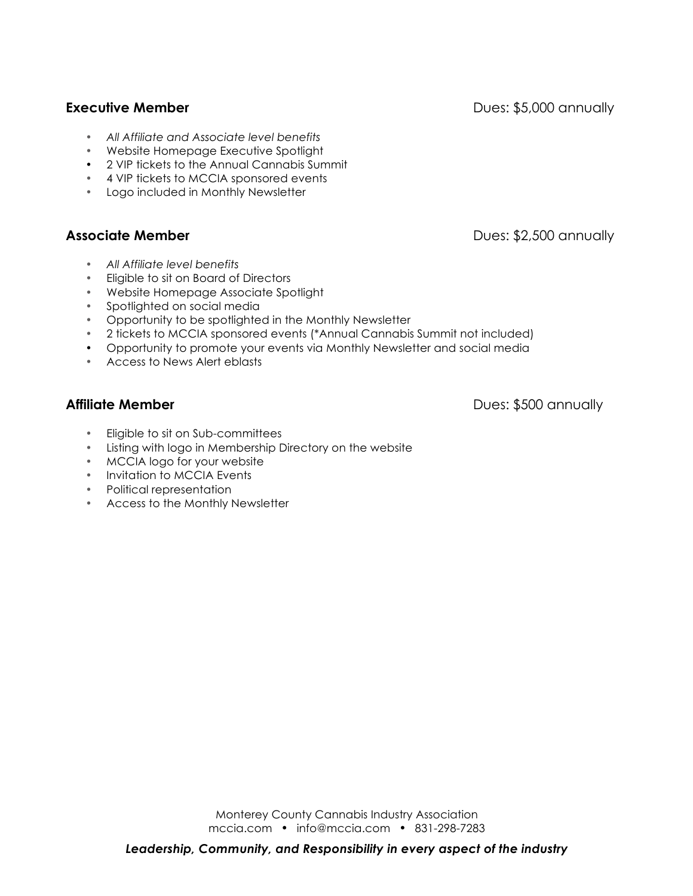**Executive Member** Dues: $5,000 annually

- *All Affiliate and Associate level benefits*
- Website Homepage Executive Spotlight
- 2 VIP tickets to the Annual Cannabis Summit
- 4 VIP tickets to MCCIA sponsored events
- Logo included in Monthly Newsletter

**Associate Member** Dues: $2,500 annually

- *All Affiliate level benefits*
- Eligible to sit on Board of Directors
- Website Homepage Associate Spotlight
- Spotlighted on social media
- Opportunity to be spotlighted in the Monthly Newsletter
- 2 tickets to MCCIA sponsored events (*Annual Cannabis Summit not included)
- Opportunity to promote your events via Monthly Newsletter and social media
- Access to News Alert eblasts

**Affiliate Member** Dues: $500 annually

- Eligible to sit on Sub-committees
- Listing with logo in Membership Directory on the website
- MCCIA logo for your website
- Invitation to MCCIA Events
- Political representation
- Access to the Monthly Newsletter

Monterey County Cannabis Industry Association
mccia.com • info@mccia.com • 831-298-7283

***Leadership, Community, and Responsibility in every aspect of the industry***